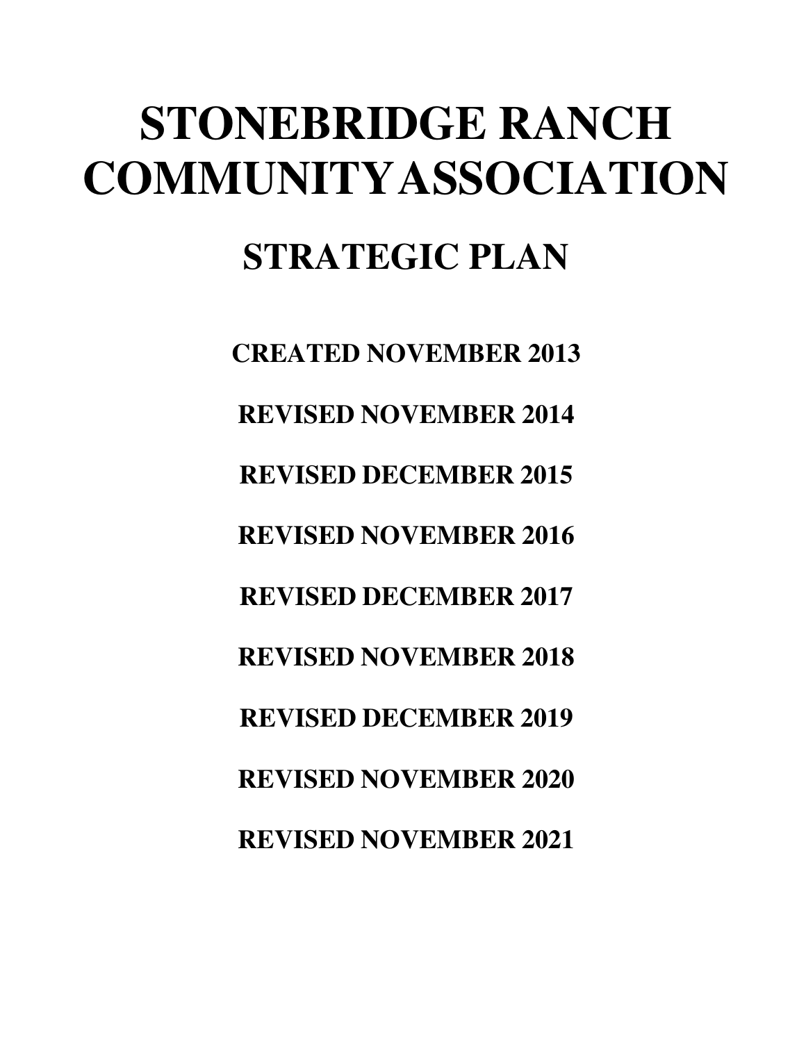# STONEBRIDGE RANCH COMMUNITY ASSOCIATION

## STRATEGIC PLAN

**CREATED NOVEMBER 2013**

**REVISED NOVEMBER 2014**

**REVISED DECEMBER 2015**

**REVISED NOVEMBER 2016**

**REVISED DECEMBER 2017**

**REVISED NOVEMBER 2018**

**REVISED DECEMBER 2019**

**REVISED NOVEMBER 2020**

**REVISED NOVEMBER 2021**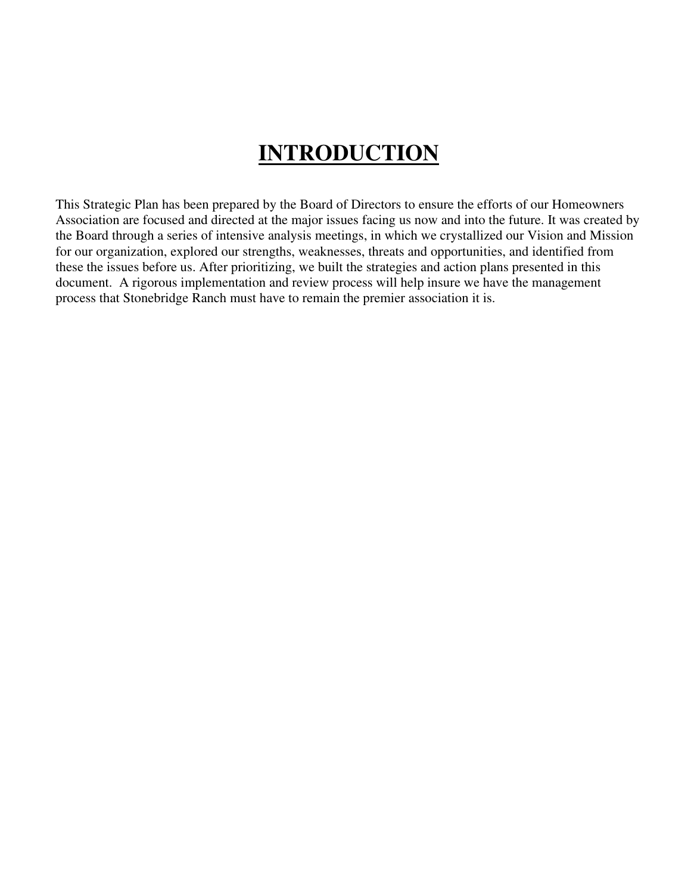# INTRODUCTION

This Strategic Plan has been prepared by the Board of Directors to ensure the efforts of our Homeowners Association are focused and directed at the major issues facing us now and into the future. It was created by the Board through a series of intensive analysis meetings, in which we crystallized our Vision and Mission for our organization, explored our strengths, weaknesses, threats and opportunities, and identified from these the issues before us. After prioritizing, we built the strategies and action plans presented in this document. A rigorous implementation and review process will help insure we have the management process that Stonebridge Ranch must have to remain the premier association it is.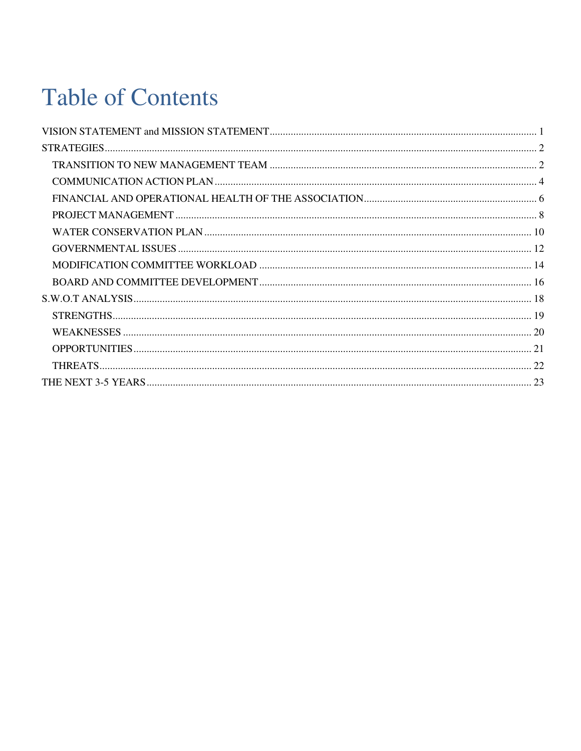# Table of Contents

VISION STATEMENT and MISSION STATEMENT ..... 1

STRATEGIES ..... 2

- TRANSITION TO NEW MANAGEMENT TEAM ..... 2
- COMMUNICATION ACTION PLAN ..... 4
- FINANCIAL AND OPERATIONAL HEALTH OF THE ASSOCIATION ..... 6
- PROJECT MANAGEMENT ..... 8
- WATER CONSERVATION PLAN ..... 10
- GOVERNMENTAL ISSUES ..... 12
- MODIFICATION COMMITTEE WORKLOAD ..... 14
- BOARD AND COMMITTEE DEVELOPMENT ..... 16

S.W.O.T ANALYSIS ..... 18

- STRENGTHS ..... 19
- WEAKNESSES ..... 20
- OPPORTUNITIES ..... 21
- THREATS ..... 22

THE NEXT 3-5 YEARS ..... 23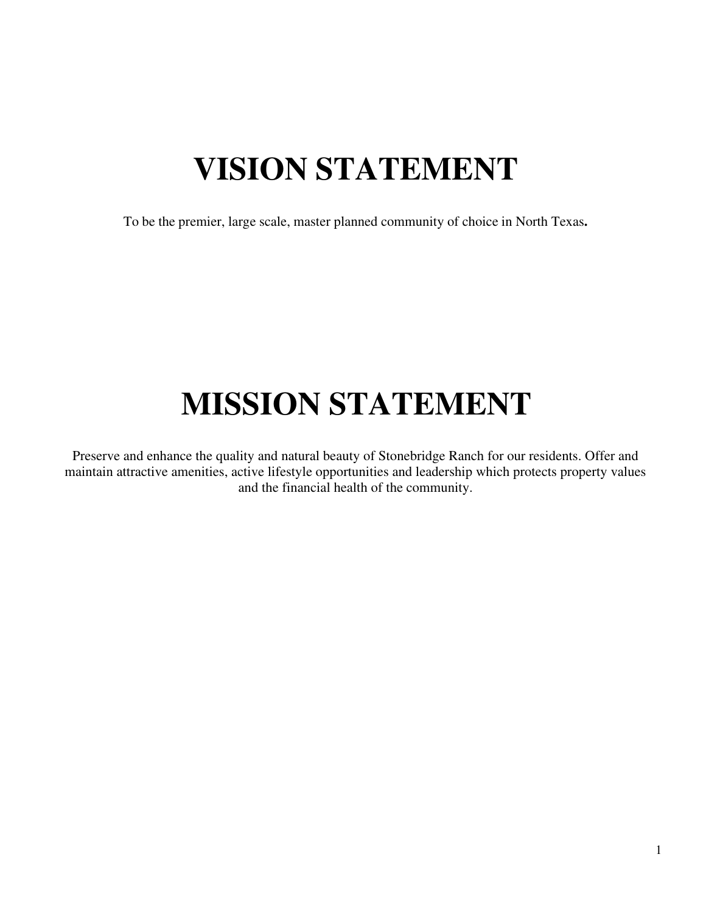# VISION STATEMENT

To be the premier, large scale, master planned community of choice in North Texas**.**

# MISSION STATEMENT

Preserve and enhance the quality and natural beauty of Stonebridge Ranch for our residents. Offer and maintain attractive amenities, active lifestyle opportunities and leadership which protects property values and the financial health of the community.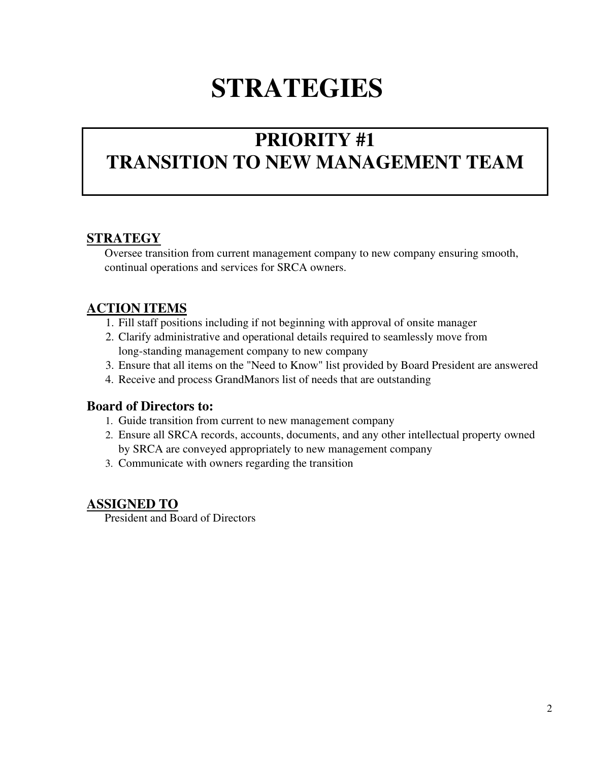# STRATEGIES

## PRIORITY #1
## TRANSITION TO NEW MANAGEMENT TEAM

### STRATEGY

Oversee transition from current management company to new company ensuring smooth, continual operations and services for SRCA owners.

### ACTION ITEMS

1. Fill staff positions including if not beginning with approval of onsite manager
2. Clarify administrative and operational details required to seamlessly move from long-standing management company to new company
3. Ensure that all items on the "Need to Know" list provided by Board President are answered
4. Receive and process GrandManors list of needs that are outstanding

**Board of Directors to:**

1. Guide transition from current to new management company
2. Ensure all SRCA records, accounts, documents, and any other intellectual property owned by SRCA are conveyed appropriately to new management company
3. Communicate with owners regarding the transition

### ASSIGNED TO

President and Board of Directors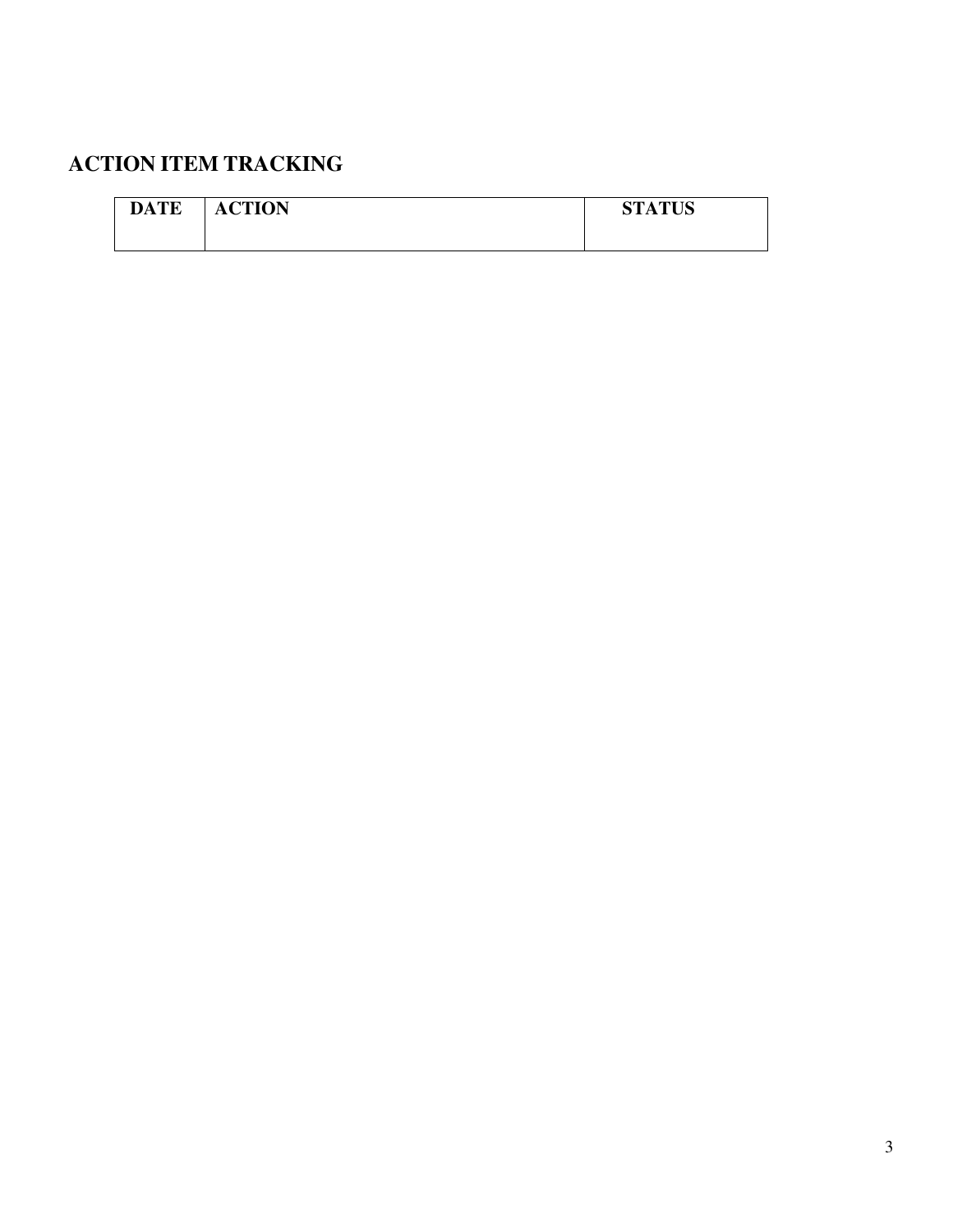## ACTION ITEM TRACKING

| DATE | ACTION | STATUS |
| --- | --- | --- |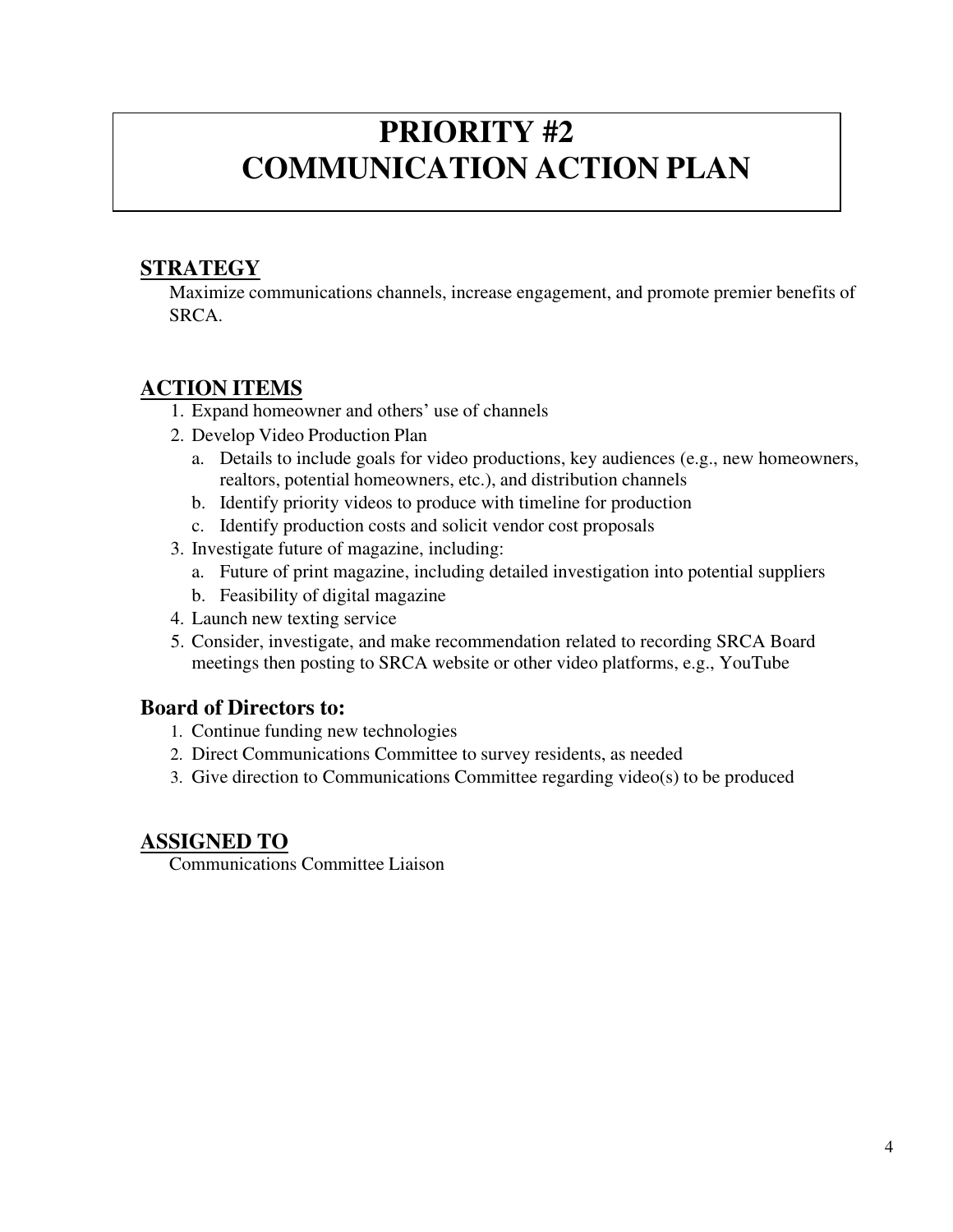# PRIORITY #2
# COMMUNICATION ACTION PLAN

## STRATEGY

Maximize communications channels, increase engagement, and promote premier benefits of SRCA.

## ACTION ITEMS

1. Expand homeowner and others' use of channels
2. Develop Video Production Plan
   a. Details to include goals for video productions, key audiences (e.g., new homeowners, realtors, potential homeowners, etc.), and distribution channels
   b. Identify priority videos to produce with timeline for production
   c. Identify production costs and solicit vendor cost proposals
3. Investigate future of magazine, including:
   a. Future of print magazine, including detailed investigation into potential suppliers
   b. Feasibility of digital magazine
4. Launch new texting service
5. Consider, investigate, and make recommendation related to recording SRCA Board meetings then posting to SRCA website or other video platforms, e.g., YouTube

### Board of Directors to:

1. Continue funding new technologies
2. Direct Communications Committee to survey residents, as needed
3. Give direction to Communications Committee regarding video(s) to be produced

## ASSIGNED TO

Communications Committee Liaison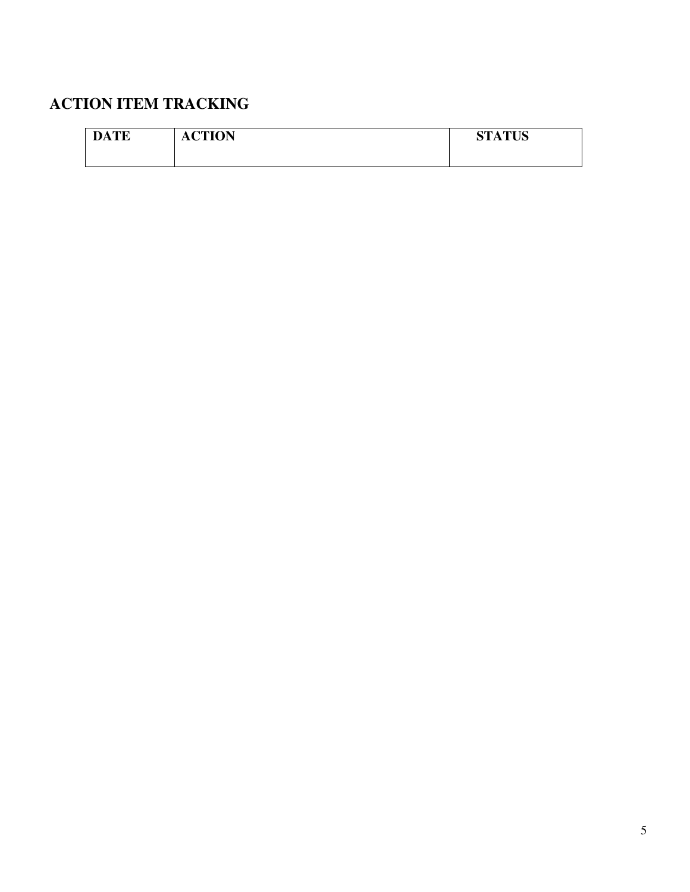## ACTION ITEM TRACKING

| DATE | ACTION | STATUS |
|---|---|---|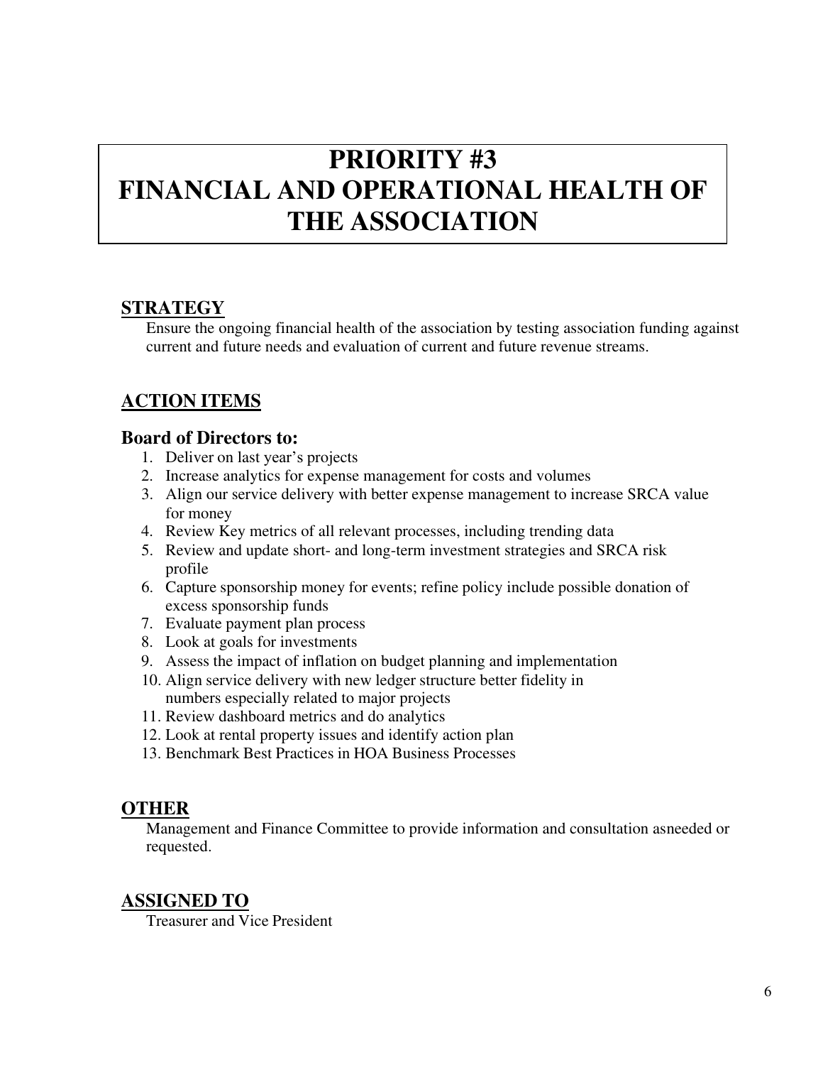# PRIORITY #3
# FINANCIAL AND OPERATIONAL HEALTH OF THE ASSOCIATION

## STRATEGY

Ensure the ongoing financial health of the association by testing association funding against current and future needs and evaluation of current and future revenue streams.

## ACTION ITEMS

### Board of Directors to:

1. Deliver on last year's projects
2. Increase analytics for expense management for costs and volumes
3. Align our service delivery with better expense management to increase SRCA value for money
4. Review Key metrics of all relevant processes, including trending data
5. Review and update short- and long-term investment strategies and SRCA risk profile
6. Capture sponsorship money for events; refine policy include possible donation of excess sponsorship funds
7. Evaluate payment plan process
8. Look at goals for investments
9. Assess the impact of inflation on budget planning and implementation
10. Align service delivery with new ledger structure better fidelity in numbers especially related to major projects
11. Review dashboard metrics and do analytics
12. Look at rental property issues and identify action plan
13. Benchmark Best Practices in HOA Business Processes

## OTHER

Management and Finance Committee to provide information and consultation asneeded or requested.

## ASSIGNED TO

Treasurer and Vice President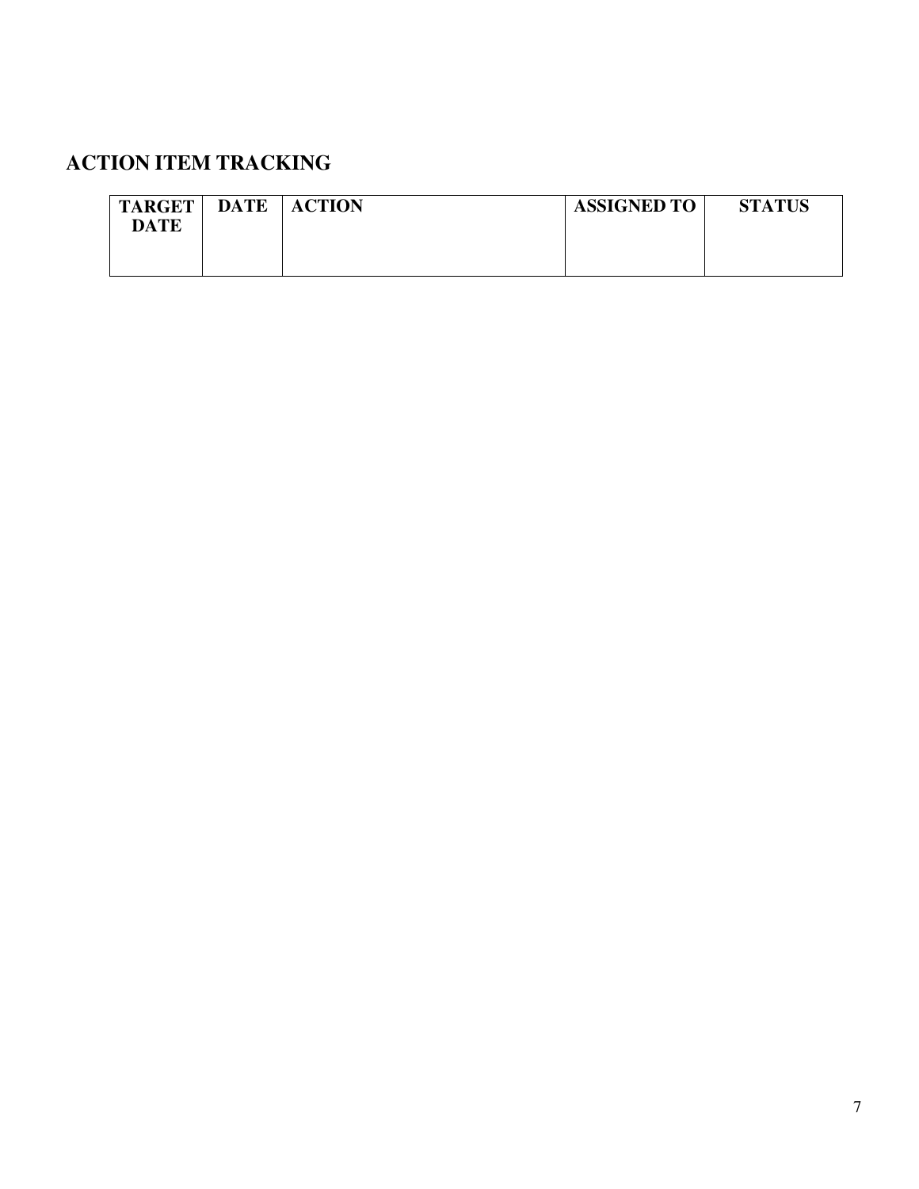## ACTION ITEM TRACKING

| TARGET DATE | DATE | ACTION | ASSIGNED TO | STATUS |
|---|---|---|---|---|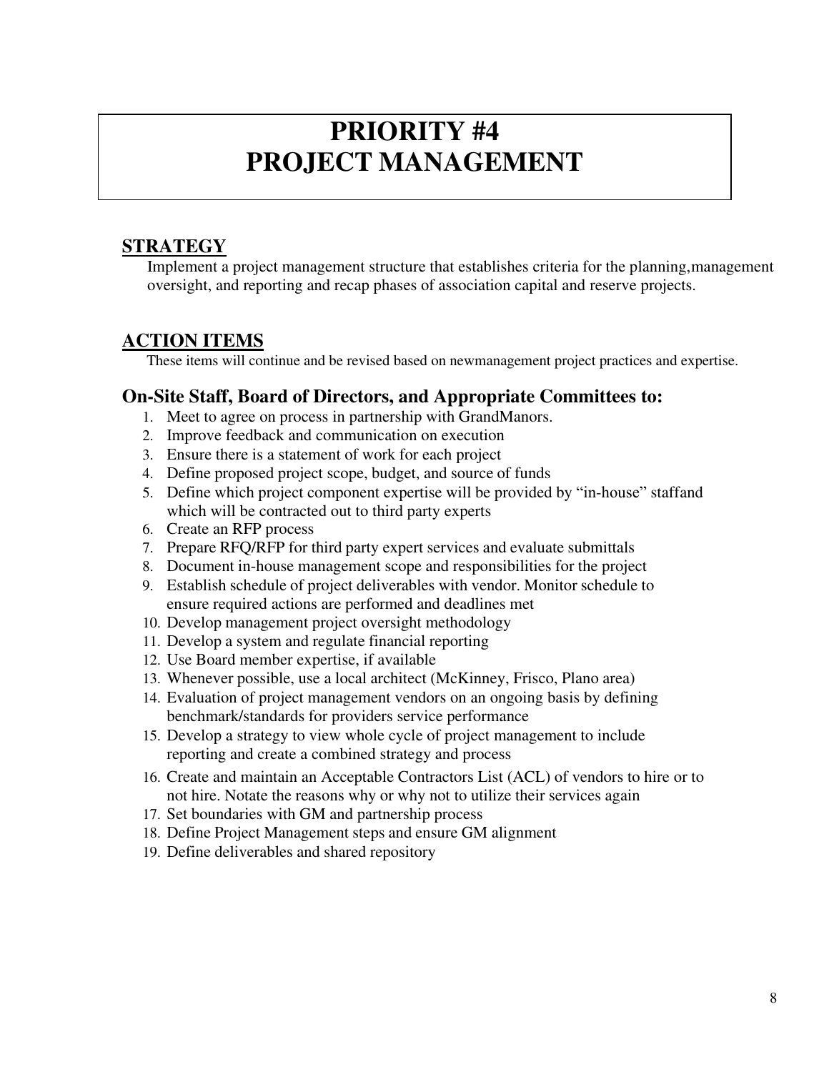# PRIORITY #4
# PROJECT MANAGEMENT

## STRATEGY

Implement a project management structure that establishes criteria for the planning,management oversight, and reporting and recap phases of association capital and reserve projects.

## ACTION ITEMS

These items will continue and be revised based on newmanagement project practices and expertise.

### On-Site Staff, Board of Directors, and Appropriate Committees to:

1. Meet to agree on process in partnership with GrandManors.
2. Improve feedback and communication on execution
3. Ensure there is a statement of work for each project
4. Define proposed project scope, budget, and source of funds
5. Define which project component expertise will be provided by "in-house" staffand which will be contracted out to third party experts
6. Create an RFP process
7. Prepare RFQ/RFP for third party expert services and evaluate submittals
8. Document in-house management scope and responsibilities for the project
9. Establish schedule of project deliverables with vendor. Monitor schedule to ensure required actions are performed and deadlines met
10. Develop management project oversight methodology
11. Develop a system and regulate financial reporting
12. Use Board member expertise, if available
13. Whenever possible, use a local architect (McKinney, Frisco, Plano area)
14. Evaluation of project management vendors on an ongoing basis by defining benchmark/standards for providers service performance
15. Develop a strategy to view whole cycle of project management to include reporting and create a combined strategy and process
16. Create and maintain an Acceptable Contractors List (ACL) of vendors to hire or to not hire. Notate the reasons why or why not to utilize their services again
17. Set boundaries with GM and partnership process
18. Define Project Management steps and ensure GM alignment
19. Define deliverables and shared repository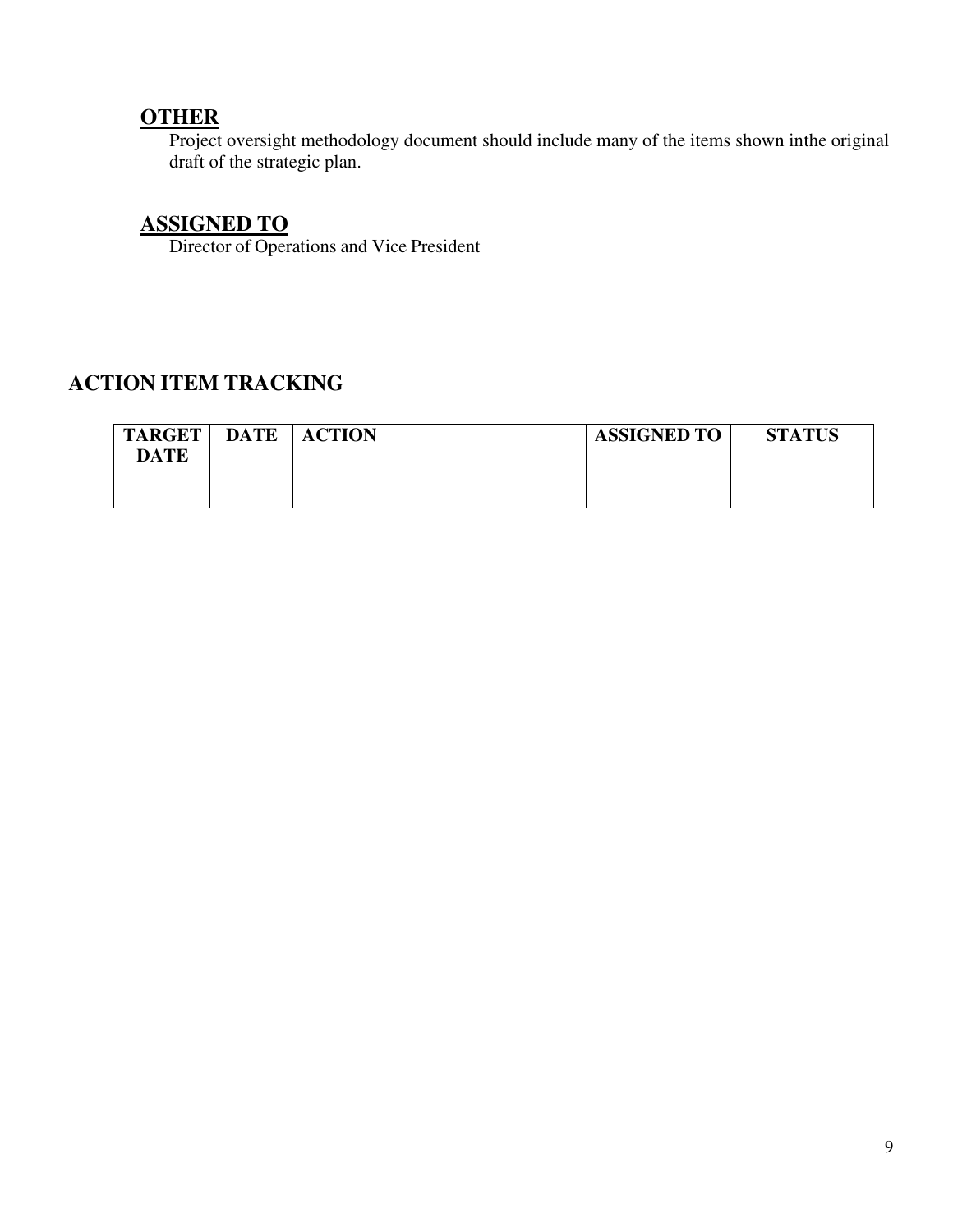## OTHER

Project oversight methodology document should include many of the items shown inthe original draft of the strategic plan.

## ASSIGNED TO

Director of Operations and Vice President

# ACTION ITEM TRACKING

| TARGET DATE | DATE | ACTION | ASSIGNED TO | STATUS |
|---|---|---|---|---|
| | | | | |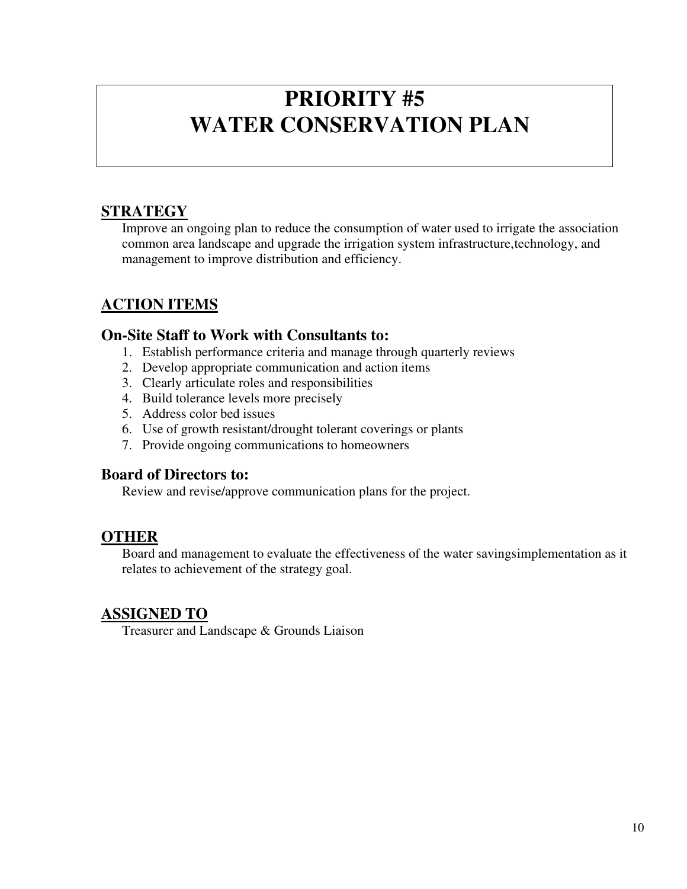# PRIORITY #5
# WATER CONSERVATION PLAN

## STRATEGY

Improve an ongoing plan to reduce the consumption of water used to irrigate the association common area landscape and upgrade the irrigation system infrastructure,technology, and management to improve distribution and efficiency.

## ACTION ITEMS

### On-Site Staff to Work with Consultants to:

1. Establish performance criteria and manage through quarterly reviews
2. Develop appropriate communication and action items
3. Clearly articulate roles and responsibilities
4. Build tolerance levels more precisely
5. Address color bed issues
6. Use of growth resistant/drought tolerant coverings or plants
7. Provide ongoing communications to homeowners

### Board of Directors to:

Review and revise/approve communication plans for the project.

## OTHER

Board and management to evaluate the effectiveness of the water savingsimplementation as it relates to achievement of the strategy goal.

## ASSIGNED TO

Treasurer and Landscape & Grounds Liaison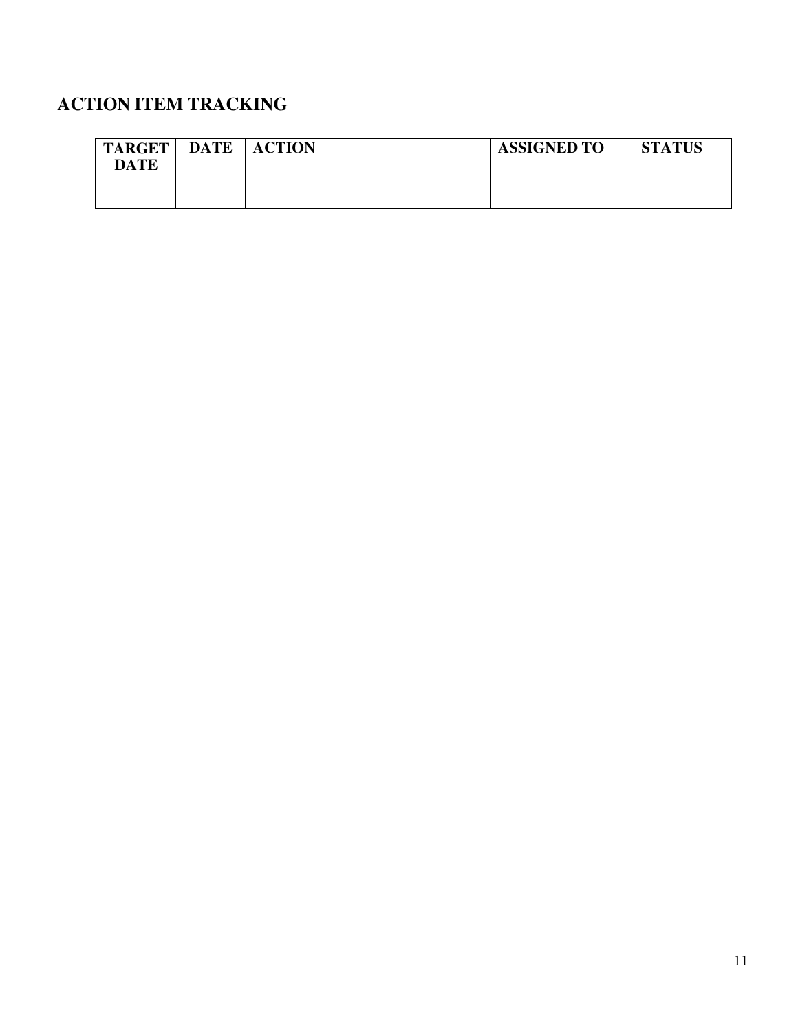## ACTION ITEM TRACKING

| TARGET DATE | DATE | ACTION | ASSIGNED TO | STATUS |
|---|---|---|---|---|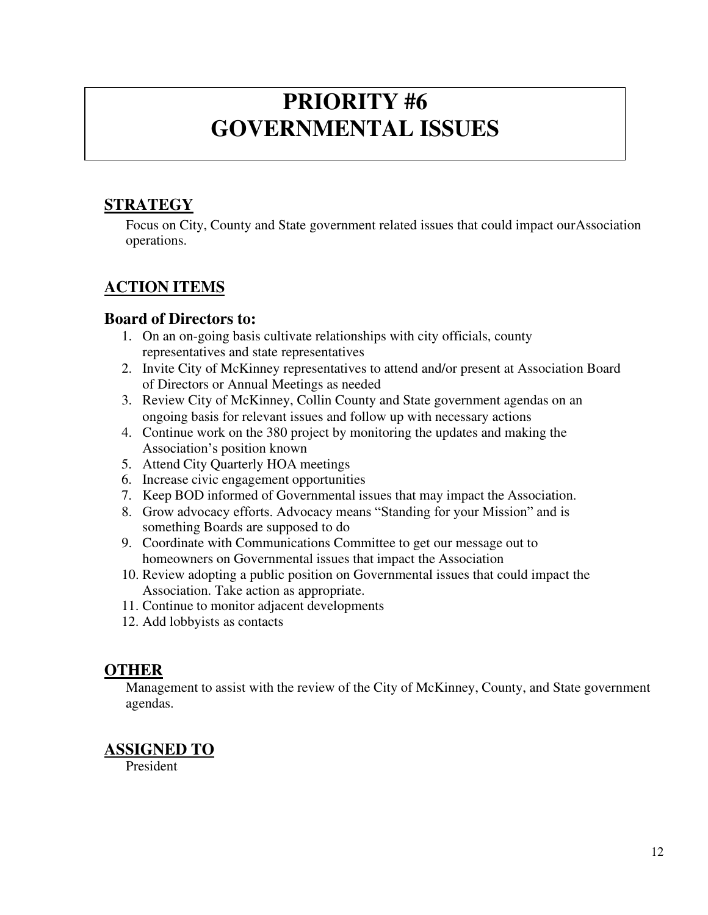# PRIORITY #6
# GOVERNMENTAL ISSUES

## STRATEGY

Focus on City, County and State government related issues that could impact ourAssociation operations.

## ACTION ITEMS

### Board of Directors to:

1. On an on-going basis cultivate relationships with city officials, county representatives and state representatives
2. Invite City of McKinney representatives to attend and/or present at Association Board of Directors or Annual Meetings as needed
3. Review City of McKinney, Collin County and State government agendas on an ongoing basis for relevant issues and follow up with necessary actions
4. Continue work on the 380 project by monitoring the updates and making the Association's position known
5. Attend City Quarterly HOA meetings
6. Increase civic engagement opportunities
7. Keep BOD informed of Governmental issues that may impact the Association.
8. Grow advocacy efforts. Advocacy means "Standing for your Mission" and is something Boards are supposed to do
9. Coordinate with Communications Committee to get our message out to homeowners on Governmental issues that impact the Association
10. Review adopting a public position on Governmental issues that could impact the Association. Take action as appropriate.
11. Continue to monitor adjacent developments
12. Add lobbyists as contacts

## OTHER

Management to assist with the review of the City of McKinney, County, and State government agendas.

## ASSIGNED TO

President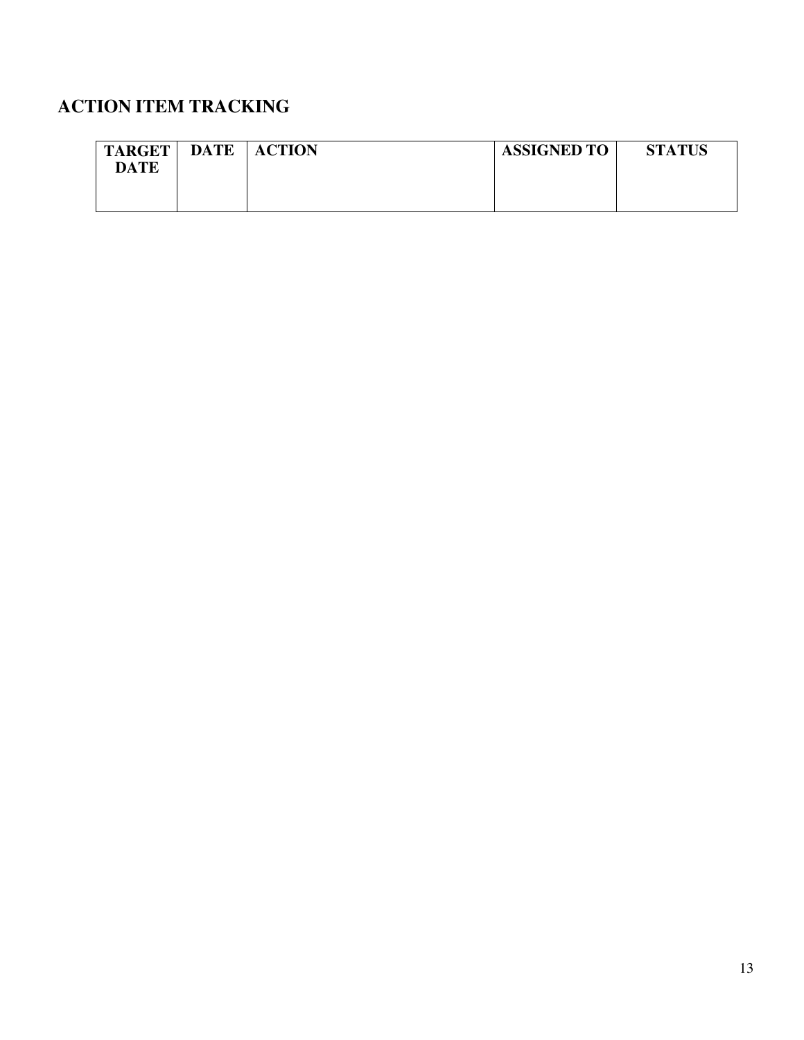## ACTION ITEM TRACKING

| TARGET DATE | DATE | ACTION | ASSIGNED TO | STATUS |
|---|---|---|---|---|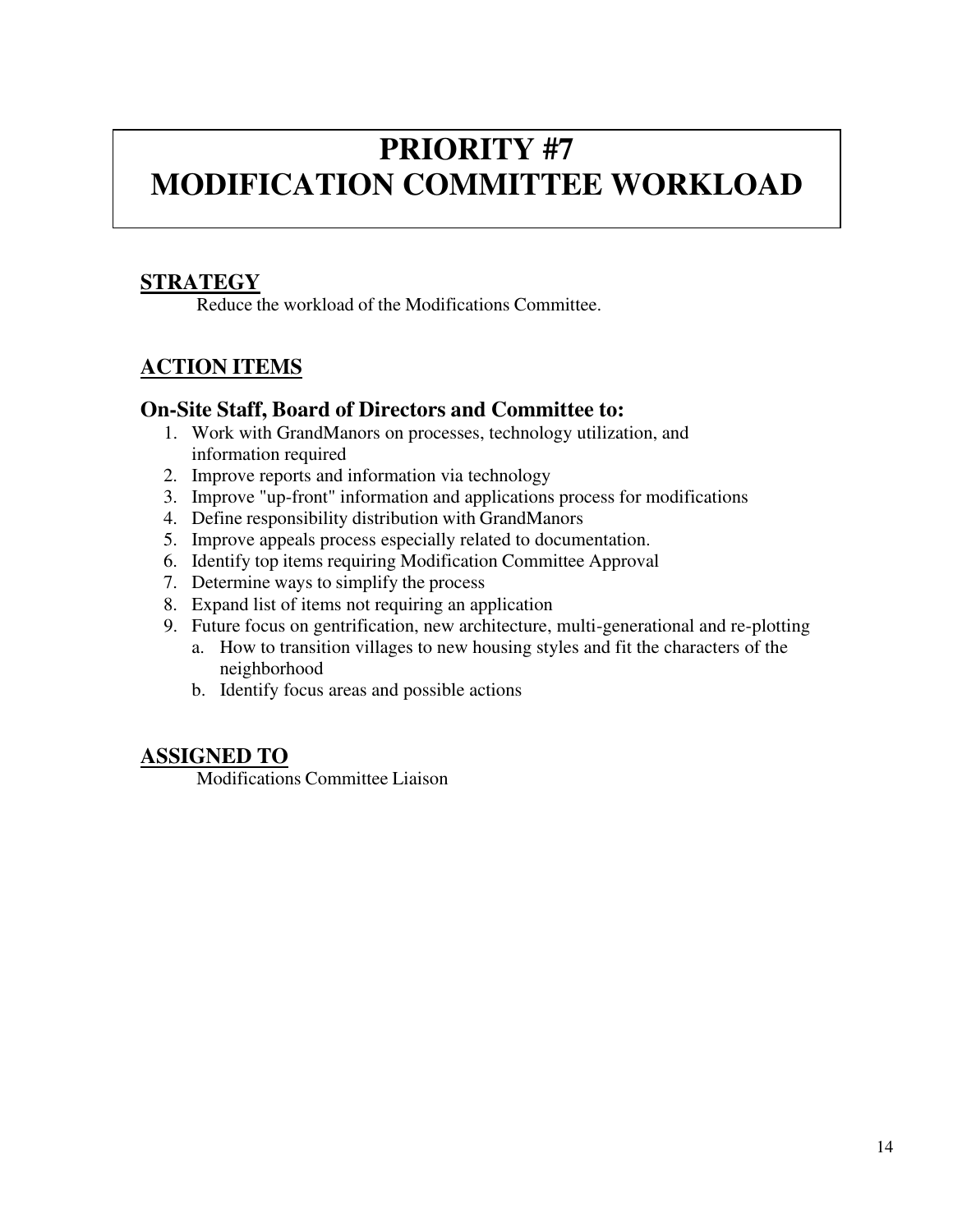# PRIORITY #7
# MODIFICATION COMMITTEE WORKLOAD

## STRATEGY

Reduce the workload of the Modifications Committee.

## ACTION ITEMS

### On-Site Staff, Board of Directors and Committee to:

1. Work with GrandManors on processes, technology utilization, and information required
2. Improve reports and information via technology
3. Improve "up-front" information and applications process for modifications
4. Define responsibility distribution with GrandManors
5. Improve appeals process especially related to documentation.
6. Identify top items requiring Modification Committee Approval
7. Determine ways to simplify the process
8. Expand list of items not requiring an application
9. Future focus on gentrification, new architecture, multi-generational and re-plotting
   a. How to transition villages to new housing styles and fit the characters of the neighborhood
   b. Identify focus areas and possible actions

## ASSIGNED TO

Modifications Committee Liaison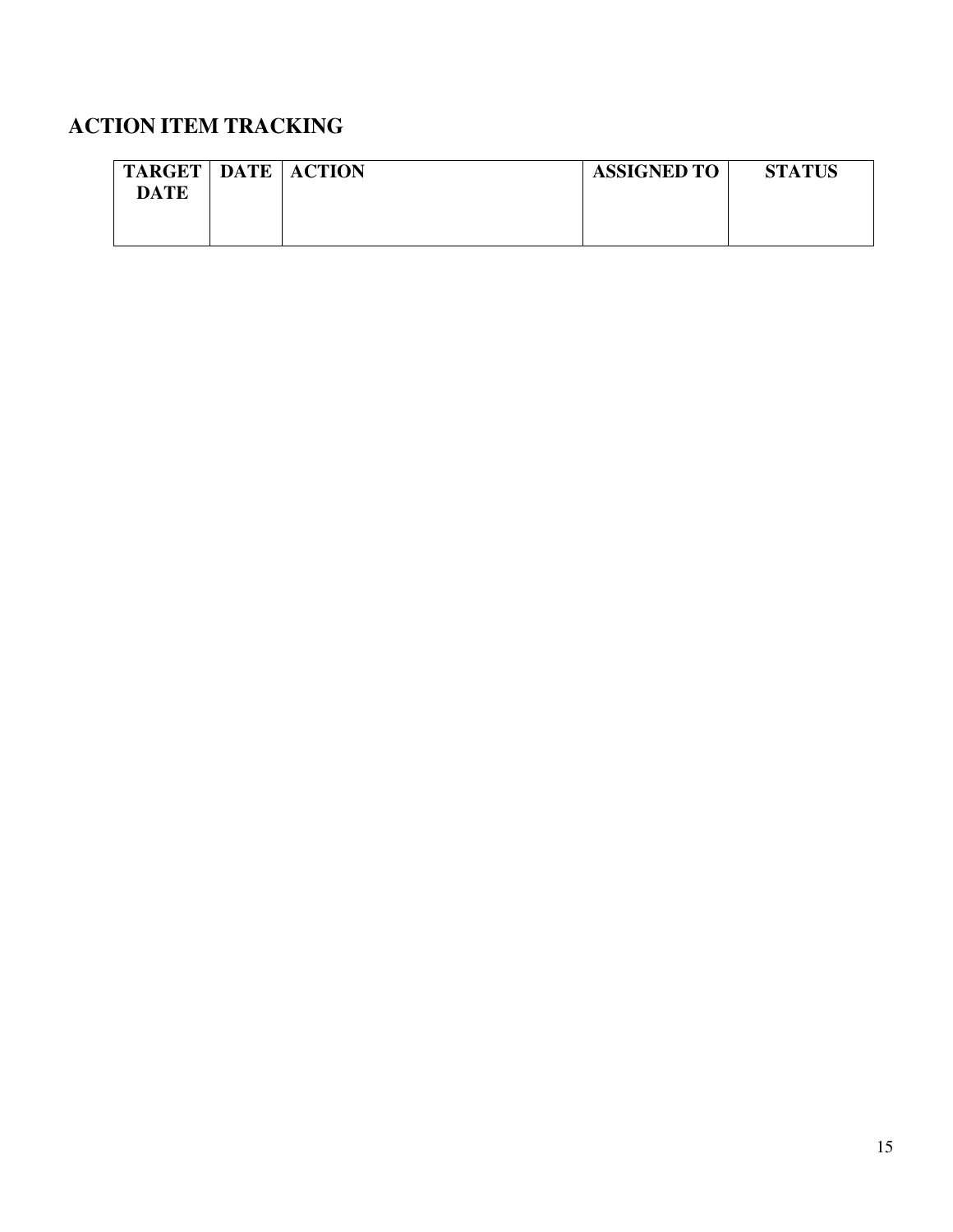## ACTION ITEM TRACKING

| TARGET DATE | DATE | ACTION | ASSIGNED TO | STATUS |
|---|---|---|---|---|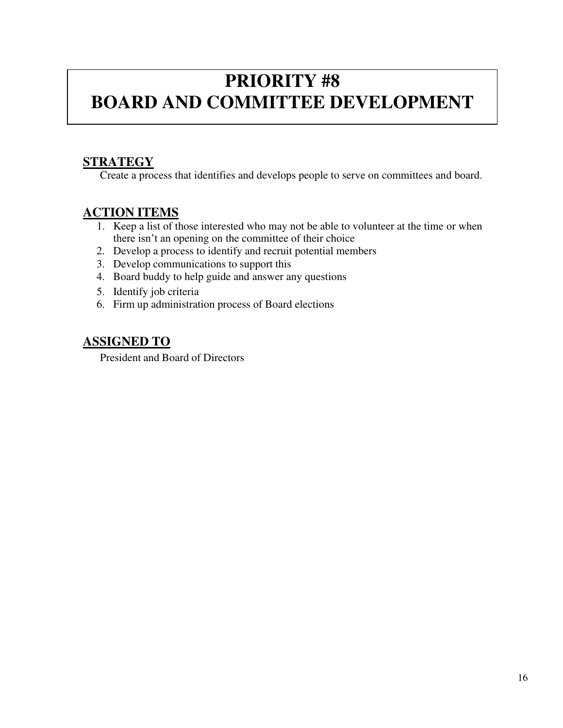# PRIORITY #8
# BOARD AND COMMITTEE DEVELOPMENT

## STRATEGY

Create a process that identifies and develops people to serve on committees and board.

## ACTION ITEMS

1. Keep a list of those interested who may not be able to volunteer at the time or when there isn't an opening on the committee of their choice
2. Develop a process to identify and recruit potential members
3. Develop communications to support this
4. Board buddy to help guide and answer any questions
5. Identify job criteria
6. Firm up administration process of Board elections

## ASSIGNED TO

President and Board of Directors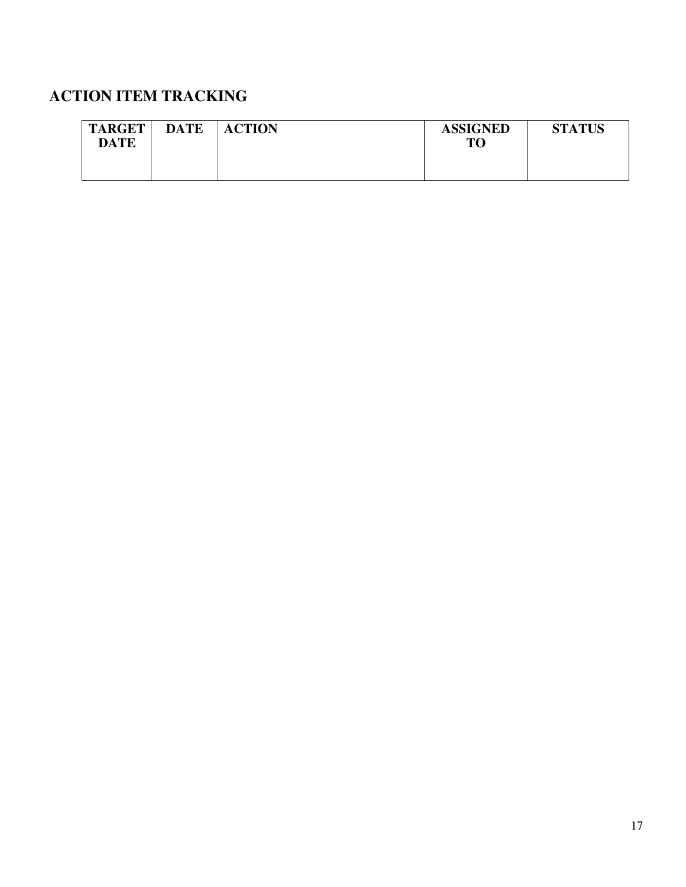## ACTION ITEM TRACKING

| TARGET DATE | DATE | ACTION | ASSIGNED TO | STATUS |
|---|---|---|---|---|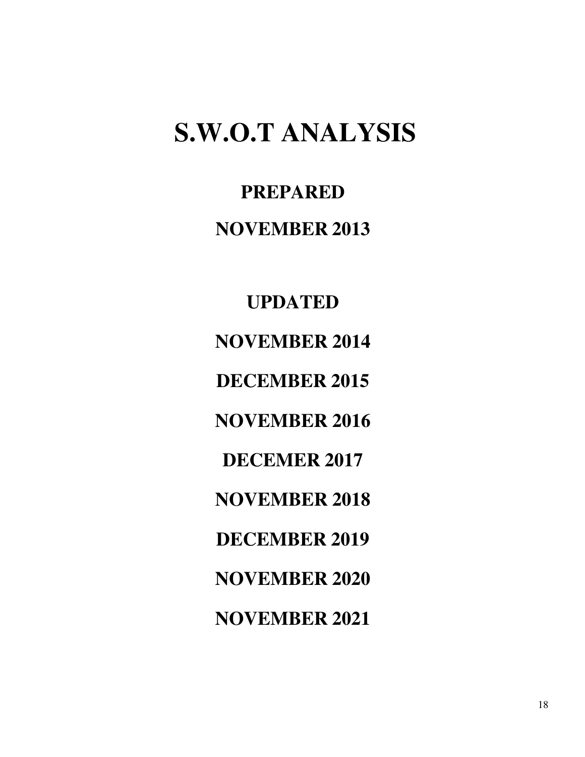# S.W.O.T ANALYSIS

**PREPARED**

**NOVEMBER 2013**

**UPDATED**

**NOVEMBER 2014**

**DECEMBER 2015**

**NOVEMBER 2016**

**DECEMER 2017**

**NOVEMBER 2018**

**DECEMBER 2019**

**NOVEMBER 2020**

**NOVEMBER 2021**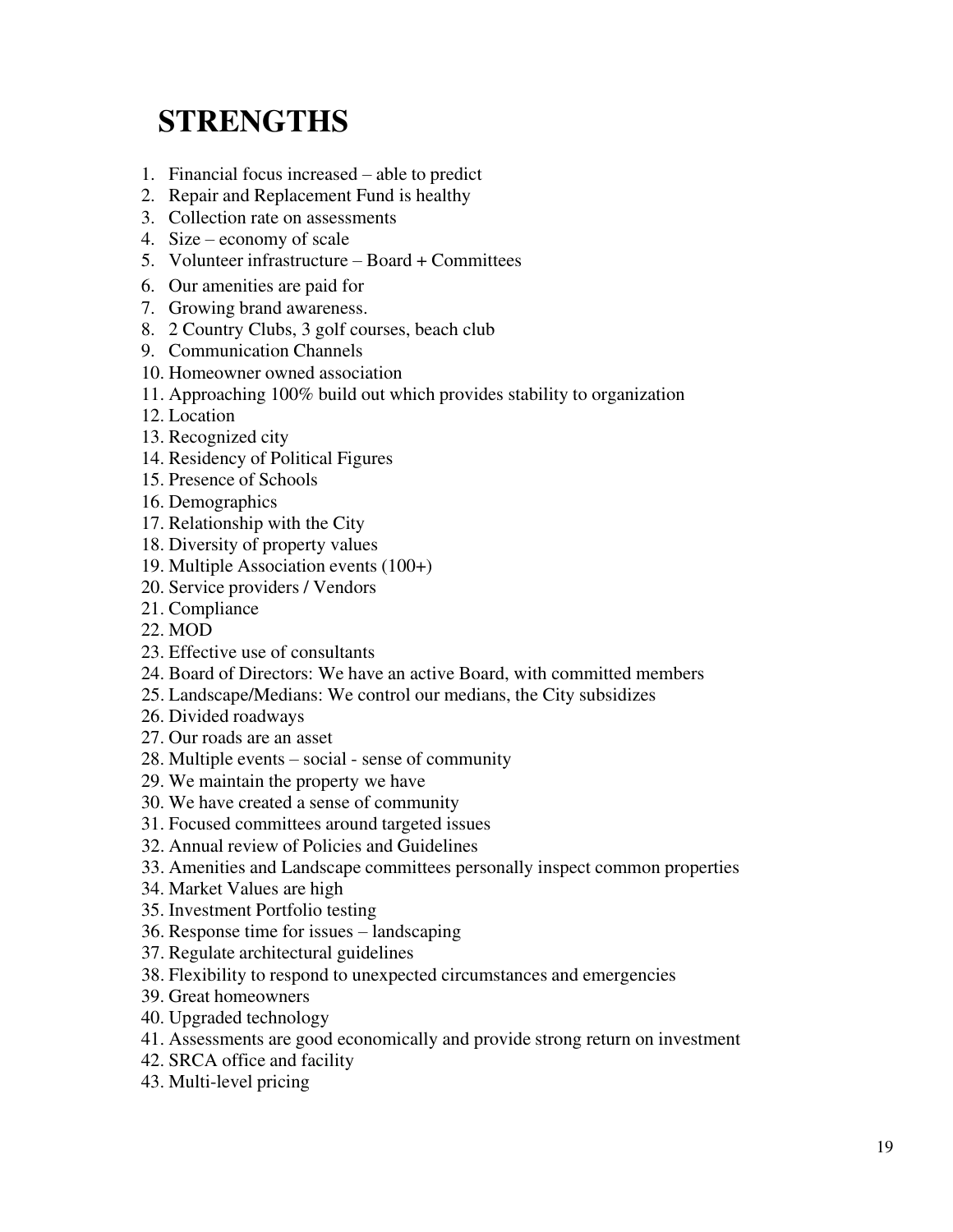# STRENGTHS

1. Financial focus increased – able to predict
2. Repair and Replacement Fund is healthy
3. Collection rate on assessments
4. Size – economy of scale
5. Volunteer infrastructure – Board + Committees
6. Our amenities are paid for
7. Growing brand awareness.
8. 2 Country Clubs, 3 golf courses, beach club
9. Communication Channels
10. Homeowner owned association
11. Approaching 100% build out which provides stability to organization
12. Location
13. Recognized city
14. Residency of Political Figures
15. Presence of Schools
16. Demographics
17. Relationship with the City
18. Diversity of property values
19. Multiple Association events (100+)
20. Service providers / Vendors
21. Compliance
22. MOD
23. Effective use of consultants
24. Board of Directors: We have an active Board, with committed members
25. Landscape/Medians: We control our medians, the City subsidizes
26. Divided roadways
27. Our roads are an asset
28. Multiple events – social - sense of community
29. We maintain the property we have
30. We have created a sense of community
31. Focused committees around targeted issues
32. Annual review of Policies and Guidelines
33. Amenities and Landscape committees personally inspect common properties
34. Market Values are high
35. Investment Portfolio testing
36. Response time for issues – landscaping
37. Regulate architectural guidelines
38. Flexibility to respond to unexpected circumstances and emergencies
39. Great homeowners
40. Upgraded technology
41. Assessments are good economically and provide strong return on investment
42. SRCA office and facility
43. Multi-level pricing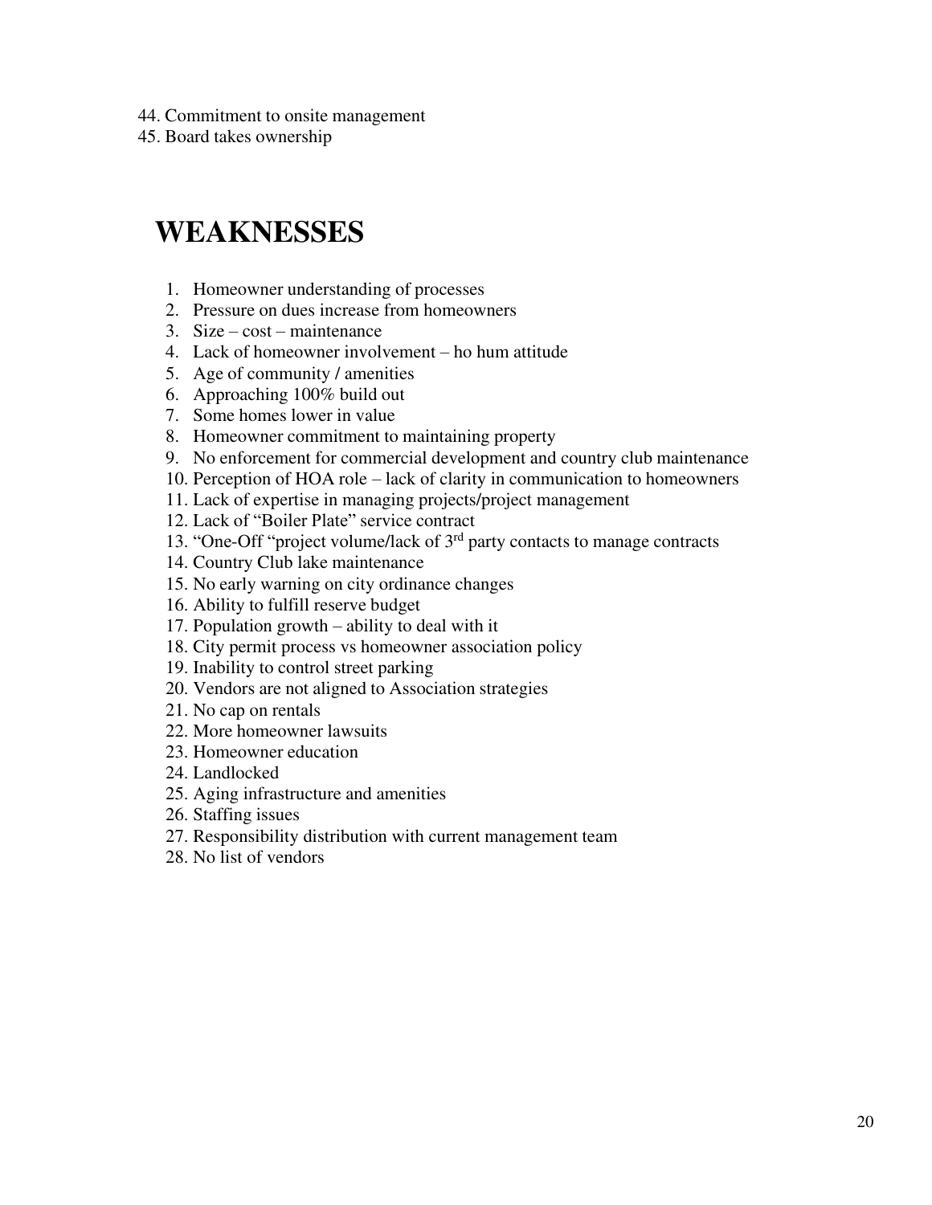44. Commitment to onsite management
45. Board takes ownership

# WEAKNESSES

1. Homeowner understanding of processes
2. Pressure on dues increase from homeowners
3. Size – cost – maintenance
4. Lack of homeowner involvement – ho hum attitude
5. Age of community / amenities
6. Approaching 100% build out
7. Some homes lower in value
8. Homeowner commitment to maintaining property
9. No enforcement for commercial development and country club maintenance
10. Perception of HOA role – lack of clarity in communication to homeowners
11. Lack of expertise in managing projects/project management
12. Lack of "Boiler Plate" service contract
13. "One-Off "project volume/lack of 3rd party contacts to manage contracts
14. Country Club lake maintenance
15. No early warning on city ordinance changes
16. Ability to fulfill reserve budget
17. Population growth – ability to deal with it
18. City permit process vs homeowner association policy
19. Inability to control street parking
20. Vendors are not aligned to Association strategies
21. No cap on rentals
22. More homeowner lawsuits
23. Homeowner education
24. Landlocked
25. Aging infrastructure and amenities
26. Staffing issues
27. Responsibility distribution with current management team
28. No list of vendors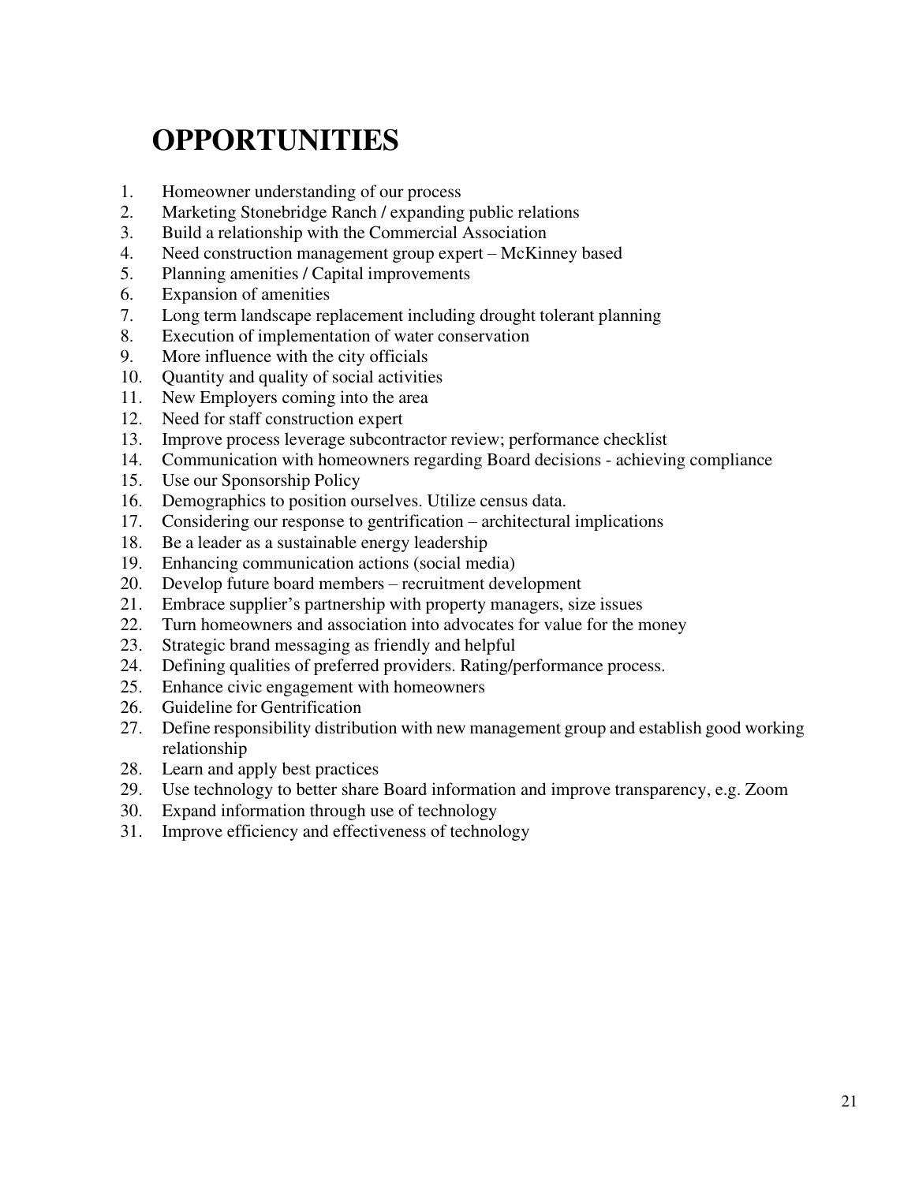# OPPORTUNITIES

1. Homeowner understanding of our process
2. Marketing Stonebridge Ranch / expanding public relations
3. Build a relationship with the Commercial Association
4. Need construction management group expert – McKinney based
5. Planning amenities / Capital improvements
6. Expansion of amenities
7. Long term landscape replacement including drought tolerant planning
8. Execution of implementation of water conservation
9. More influence with the city officials
10. Quantity and quality of social activities
11. New Employers coming into the area
12. Need for staff construction expert
13. Improve process leverage subcontractor review; performance checklist
14. Communication with homeowners regarding Board decisions - achieving compliance
15. Use our Sponsorship Policy
16. Demographics to position ourselves. Utilize census data.
17. Considering our response to gentrification – architectural implications
18. Be a leader as a sustainable energy leadership
19. Enhancing communication actions (social media)
20. Develop future board members – recruitment development
21. Embrace supplier's partnership with property managers, size issues
22. Turn homeowners and association into advocates for value for the money
23. Strategic brand messaging as friendly and helpful
24. Defining qualities of preferred providers. Rating/performance process.
25. Enhance civic engagement with homeowners
26. Guideline for Gentrification
27. Define responsibility distribution with new management group and establish good working relationship
28. Learn and apply best practices
29. Use technology to better share Board information and improve transparency, e.g. Zoom
30. Expand information through use of technology
31. Improve efficiency and effectiveness of technology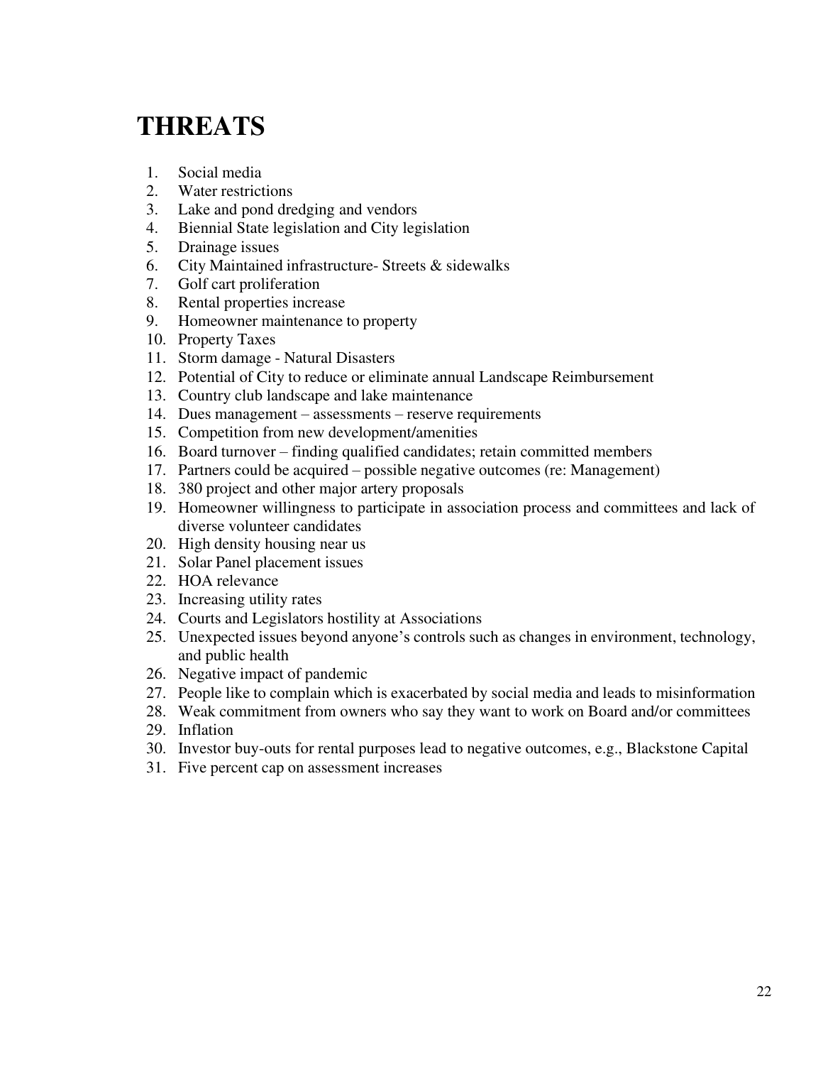# THREATS

1. Social media
2. Water restrictions
3. Lake and pond dredging and vendors
4. Biennial State legislation and City legislation
5. Drainage issues
6. City Maintained infrastructure- Streets & sidewalks
7. Golf cart proliferation
8. Rental properties increase
9. Homeowner maintenance to property
10. Property Taxes
11. Storm damage - Natural Disasters
12. Potential of City to reduce or eliminate annual Landscape Reimbursement
13. Country club landscape and lake maintenance
14. Dues management – assessments – reserve requirements
15. Competition from new development/amenities
16. Board turnover – finding qualified candidates; retain committed members
17. Partners could be acquired – possible negative outcomes (re: Management)
18. 380 project and other major artery proposals
19. Homeowner willingness to participate in association process and committees and lack of diverse volunteer candidates
20. High density housing near us
21. Solar Panel placement issues
22. HOA relevance
23. Increasing utility rates
24. Courts and Legislators hostility at Associations
25. Unexpected issues beyond anyone's controls such as changes in environment, technology, and public health
26. Negative impact of pandemic
27. People like to complain which is exacerbated by social media and leads to misinformation
28. Weak commitment from owners who say they want to work on Board and/or committees
29. Inflation
30. Investor buy-outs for rental purposes lead to negative outcomes, e.g., Blackstone Capital
31. Five percent cap on assessment increases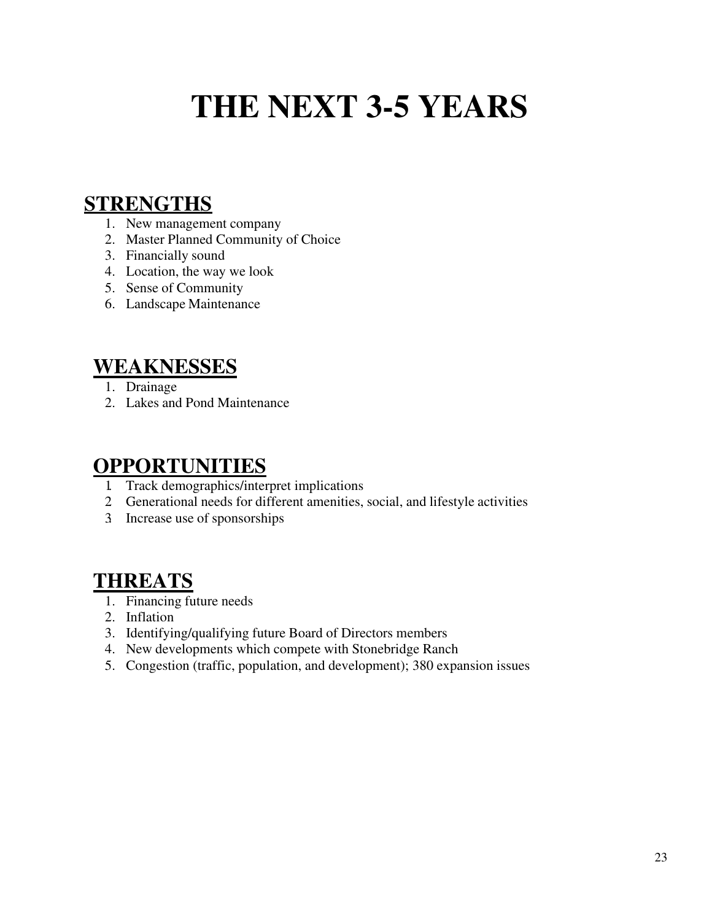# THE NEXT 3-5 YEARS

## STRENGTHS

1. New management company
2. Master Planned Community of Choice
3. Financially sound
4. Location, the way we look
5. Sense of Community
6. Landscape Maintenance

## WEAKNESSES

1. Drainage
2. Lakes and Pond Maintenance

## OPPORTUNITIES

1. Track demographics/interpret implications
2. Generational needs for different amenities, social, and lifestyle activities
3. Increase use of sponsorships

## THREATS

1. Financing future needs
2. Inflation
3. Identifying/qualifying future Board of Directors members
4. New developments which compete with Stonebridge Ranch
5. Congestion (traffic, population, and development); 380 expansion issues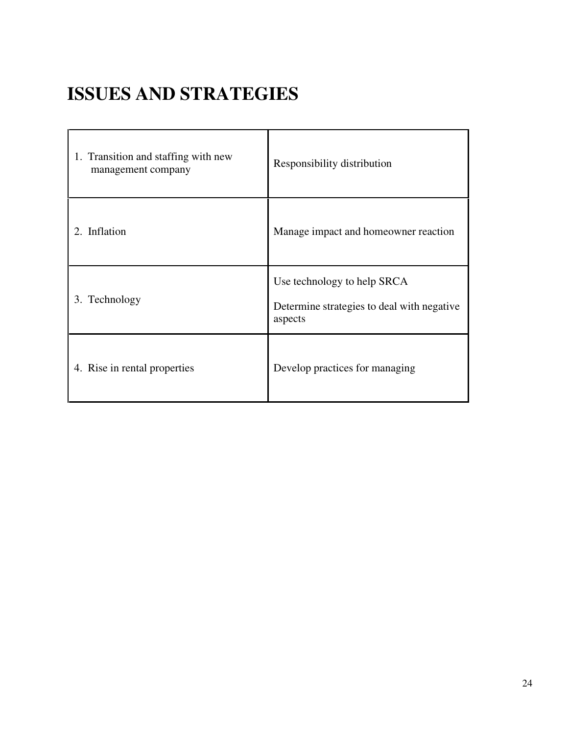# ISSUES AND STRATEGIES

| | |
|---|---|
| 1. Transition and staffing with new management company | Responsibility distribution |
| 2. Inflation | Manage impact and homeowner reaction |
| 3. Technology | Use technology to help SRCA<br><br>Determine strategies to deal with negative aspects |
| 4. Rise in rental properties | Develop practices for managing |